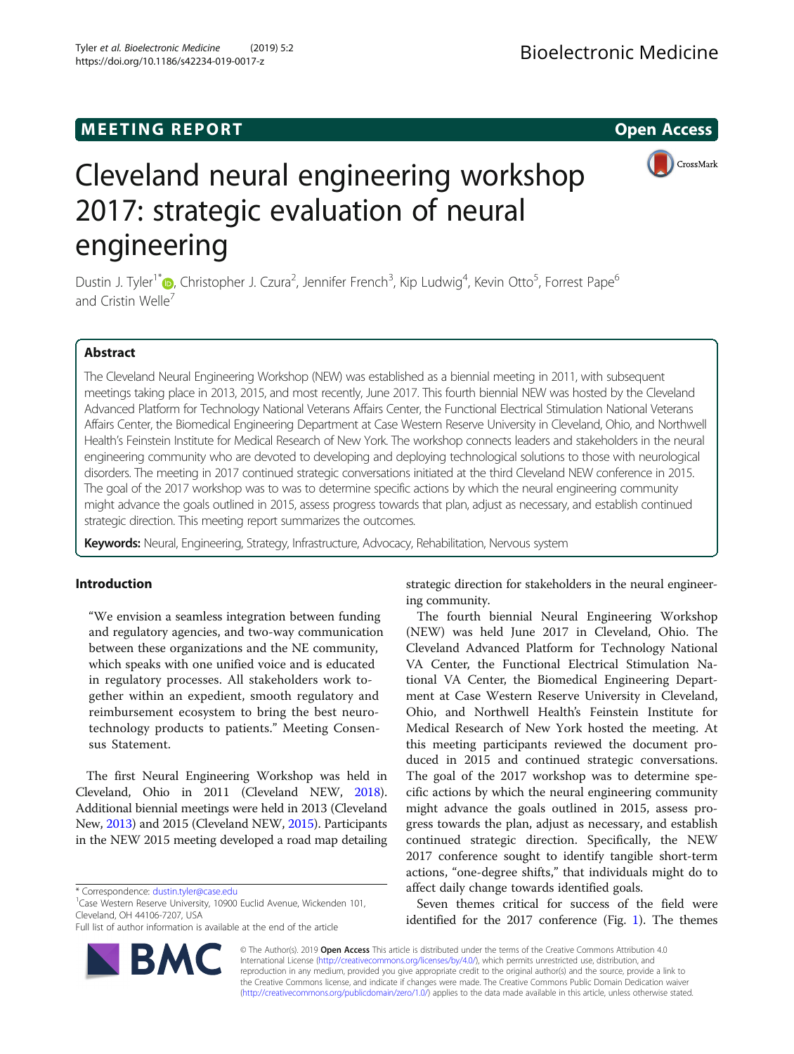MEETING REPORT

Open Access

# Cleveland neural engineering workshop 2017: strategic evaluation of neural engineering

Dustin J. Tyler[1*], Christopher J. Czura[2], Jennifer French[3], Kip Ludwig[4], Kevin Otto[5], Forrest Pape[6] and Cristin Welle[7]

## Abstract

The Cleveland Neural Engineering Workshop (NEW) was established as a biennial meeting in 2011, with subsequent meetings taking place in 2013, 2015, and most recently, June 2017. This fourth biennial NEW was hosted by the Cleveland Advanced Platform for Technology National Veterans Affairs Center, the Functional Electrical Stimulation National Veterans Affairs Center, the Biomedical Engineering Department at Case Western Reserve University in Cleveland, Ohio, and Northwell Health's Feinstein Institute for Medical Research of New York. The workshop connects leaders and stakeholders in the neural engineering community who are devoted to developing and deploying technological solutions to those with neurological disorders. The meeting in 2017 continued strategic conversations initiated at the third Cleveland NEW conference in 2015. The goal of the 2017 workshop was to was to determine specific actions by which the neural engineering community might advance the goals outlined in 2015, assess progress towards that plan, adjust as necessary, and establish continued strategic direction. This meeting report summarizes the outcomes.

**Keywords:** Neural, Engineering, Strategy, Infrastructure, Advocacy, Rehabilitation, Nervous system

## Introduction

"We envision a seamless integration between funding and regulatory agencies, and two-way communication between these organizations and the NE community, which speaks with one unified voice and is educated in regulatory processes. All stakeholders work together within an expedient, smooth regulatory and reimbursement ecosystem to bring the best neurotechnology products to patients." Meeting Consensus Statement.

The first Neural Engineering Workshop was held in Cleveland, Ohio in 2011 (Cleveland NEW, 2018). Additional biennial meetings were held in 2013 (Cleveland New, 2013) and 2015 (Cleveland NEW, 2015). Participants in the NEW 2015 meeting developed a road map detailing strategic direction for stakeholders in the neural engineering community.

The fourth biennial Neural Engineering Workshop (NEW) was held June 2017 in Cleveland, Ohio. The Cleveland Advanced Platform for Technology National VA Center, the Functional Electrical Stimulation National VA Center, the Biomedical Engineering Department at Case Western Reserve University in Cleveland, Ohio, and Northwell Health's Feinstein Institute for Medical Research of New York hosted the meeting. At this meeting participants reviewed the document produced in 2015 and continued strategic conversations. The goal of the 2017 workshop was to determine specific actions by which the neural engineering community might advance the goals outlined in 2015, assess progress towards the plan, adjust as necessary, and establish continued strategic direction. Specifically, the NEW 2017 conference sought to identify tangible short-term actions, "one-degree shifts," that individuals might do to affect daily change towards identified goals.

Seven themes critical for success of the field were identified for the 2017 conference (Fig. 1). The themes

\* Correspondence: dustin.tyler@case.edu
[1]Case Western Reserve University, 10900 Euclid Avenue, Wickenden 101, Cleveland, OH 44106-7207, USA
Full list of author information is available at the end of the article

© The Author(s). 2019 **Open Access** This article is distributed under the terms of the Creative Commons Attribution 4.0 International License (http://creativecommons.org/licenses/by/4.0/), which permits unrestricted use, distribution, and reproduction in any medium, provided you give appropriate credit to the original author(s) and the source, provide a link to the Creative Commons license, and indicate if changes were made. The Creative Commons Public Domain Dedication waiver (http://creativecommons.org/publicdomain/zero/1.0/) applies to the data made available in this article, unless otherwise stated.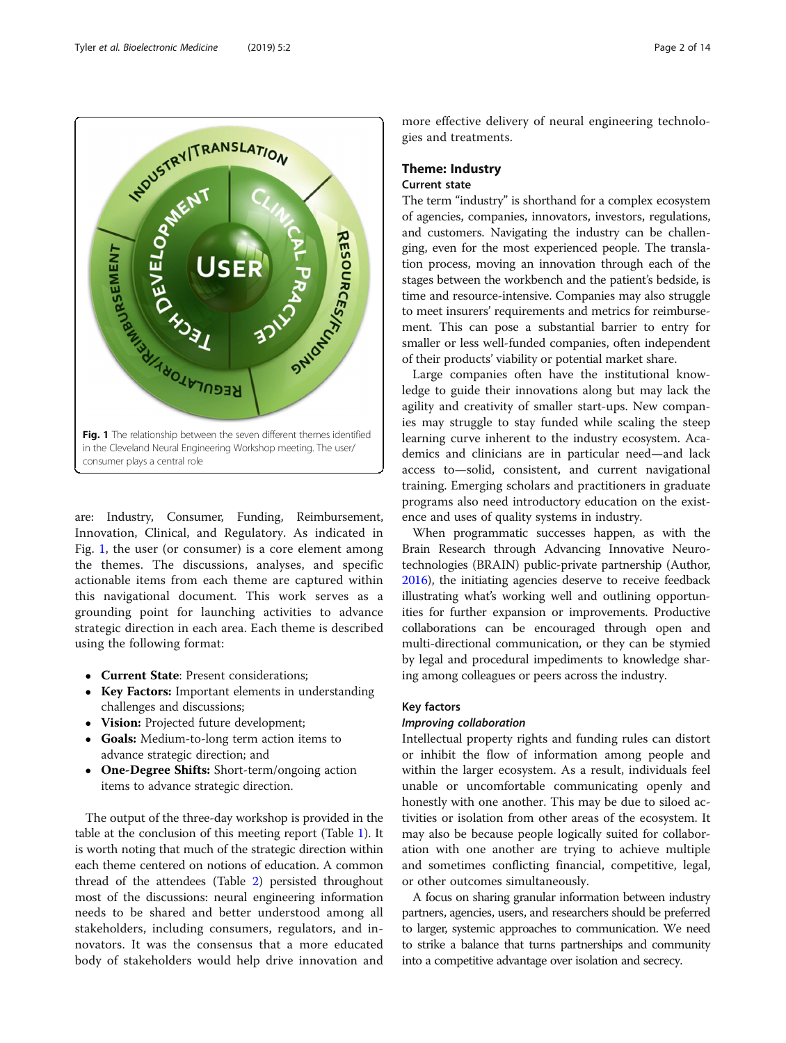Fig. 1 The relationship between the seven different themes identified in the Cleveland Neural Engineering Workshop meeting. The user/consumer plays a central role

are: Industry, Consumer, Funding, Reimbursement, Innovation, Clinical, and Regulatory. As indicated in Fig. 1, the user (or consumer) is a core element among the themes. The discussions, analyses, and specific actionable items from each theme are captured within this navigational document. This work serves as a grounding point for launching activities to advance strategic direction in each area. Each theme is described using the following format:

- **Current State**: Present considerations;
- **Key Factors:** Important elements in understanding challenges and discussions;
- **Vision:** Projected future development;
- **Goals:** Medium-to-long term action items to advance strategic direction; and
- **One-Degree Shifts:** Short-term/ongoing action items to advance strategic direction.

The output of the three-day workshop is provided in the table at the conclusion of this meeting report (Table 1). It is worth noting that much of the strategic direction within each theme centered on notions of education. A common thread of the attendees (Table 2) persisted throughout most of the discussions: neural engineering information needs to be shared and better understood among all stakeholders, including consumers, regulators, and innovators. It was the consensus that a more educated body of stakeholders would help drive innovation and more effective delivery of neural engineering technologies and treatments.

## Theme: Industry

### Current state

The term "industry" is shorthand for a complex ecosystem of agencies, companies, innovators, investors, regulations, and customers. Navigating the industry can be challenging, even for the most experienced people. The translation process, moving an innovation through each of the stages between the workbench and the patient's bedside, is time and resource-intensive. Companies may also struggle to meet insurers' requirements and metrics for reimbursement. This can pose a substantial barrier to entry for smaller or less well-funded companies, often independent of their products' viability or potential market share.

Large companies often have the institutional knowledge to guide their innovations along but may lack the agility and creativity of smaller start-ups. New companies may struggle to stay funded while scaling the steep learning curve inherent to the industry ecosystem. Academics and clinicians are in particular need—and lack access to—solid, consistent, and current navigational training. Emerging scholars and practitioners in graduate programs also need introductory education on the existence and uses of quality systems in industry.

When programmatic successes happen, as with the Brain Research through Advancing Innovative Neurotechnologies (BRAIN) public-private partnership (Author, 2016), the initiating agencies deserve to receive feedback illustrating what's working well and outlining opportunities for further expansion or improvements. Productive collaborations can be encouraged through open and multi-directional communication, or they can be stymied by legal and procedural impediments to knowledge sharing among colleagues or peers across the industry.

### Key factors

#### *Improving collaboration*

Intellectual property rights and funding rules can distort or inhibit the flow of information among people and within the larger ecosystem. As a result, individuals feel unable or uncomfortable communicating openly and honestly with one another. This may be due to siloed activities or isolation from other areas of the ecosystem. It may also be because people logically suited for collaboration with one another are trying to achieve multiple and sometimes conflicting financial, competitive, legal, or other outcomes simultaneously.

A focus on sharing granular information between industry partners, agencies, users, and researchers should be preferred to larger, systemic approaches to communication. We need to strike a balance that turns partnerships and community into a competitive advantage over isolation and secrecy.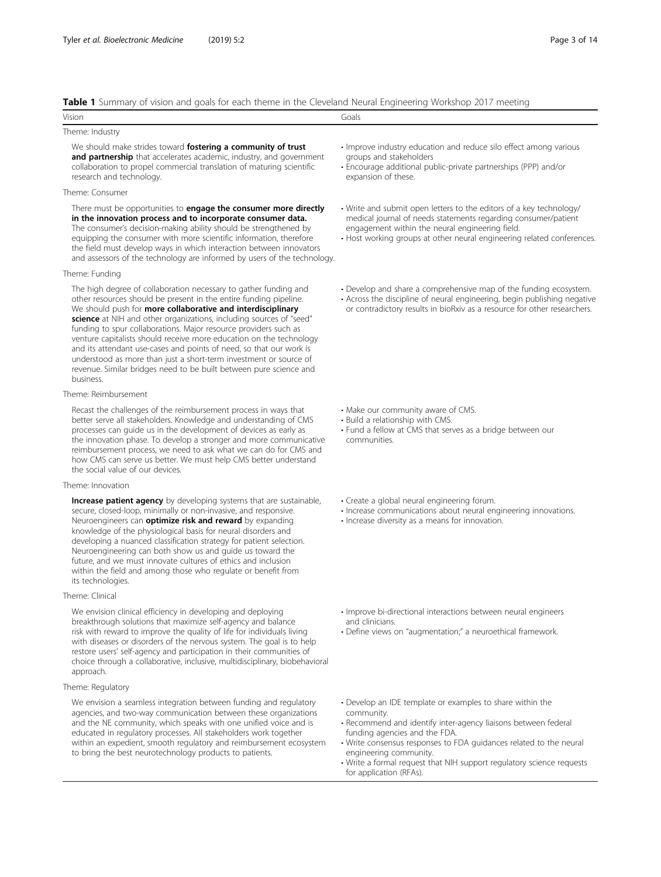**Table 1** Summary of vision and goals for each theme in the Cleveland Neural Engineering Workshop 2017 meeting

| Vision | Goals |
|---|---|
| Theme: Industry | |
| We should make strides toward **fostering a community of trust and partnership** that accelerates academic, industry, and government collaboration to propel commercial translation of maturing scientific research and technology. | • Improve industry education and reduce silo effect among various groups and stakeholders<br>• Encourage additional public-private partnerships (PPP) and/or expansion of these. |
| Theme: Consumer | |
| There must be opportunities to **engage the consumer more directly in the innovation process and to incorporate consumer data.** The consumer's decision-making ability should be strengthened by equipping the consumer with more scientific information, therefore the field must develop ways in which interaction between innovators and assessors of the technology are informed by users of the technology. | • Write and submit open letters to the editors of a key technology/medical journal of needs statements regarding consumer/patient engagement within the neural engineering field.<br>• Host working groups at other neural engineering related conferences. |
| Theme: Funding | |
| The high degree of collaboration necessary to gather funding and other resources should be present in the entire funding pipeline. We should push for **more collaborative and interdisciplinary science** at NIH and other organizations, including sources of "seed" funding to spur collaborations. Major resource providers such as venture capitalists should receive more education on the technology and its attendant use-cases and points of need, so that our work is understood as more than just a short-term investment or source of revenue. Similar bridges need to be built between pure science and business. | • Develop and share a comprehensive map of the funding ecosystem.<br>• Across the discipline of neural engineering, begin publishing negative or contradictory results in bioRxiv as a resource for other researchers. |
| Theme: Reimbursement | |
| Recast the challenges of the reimbursement process in ways that better serve all stakeholders. Knowledge and understanding of CMS processes can guide us in the development of devices as early as the innovation phase. To develop a stronger and more communicative reimbursement process, we need to ask what we can do for CMS and how CMS can serve us better. We must help CMS better understand the social value of our devices. | • Make our community aware of CMS.<br>• Build a relationship with CMS.<br>• Fund a fellow at CMS that serves as a bridge between our communities. |
| Theme: Innovation | |
| **Increase patient agency** by developing systems that are sustainable, secure, closed-loop, minimally or non-invasive, and responsive. Neuroengineers can **optimize risk and reward** by expanding knowledge of the physiological basis for neural disorders and developing a nuanced classification strategy for patient selection. Neuroengineering can both show us and guide us toward the future, and we must innovate cultures of ethics and inclusion within the field and among those who regulate or benefit from its technologies. | • Create a global neural engineering forum.<br>• Increase communications about neural engineering innovations.<br>• Increase diversity as a means for innovation. |
| Theme: Clinical | |
| We envision clinical efficiency in developing and deploying breakthrough solutions that maximize self-agency and balance risk with reward to improve the quality of life for individuals living with diseases or disorders of the nervous system. The goal is to help restore users' self-agency and participation in their communities of choice through a collaborative, inclusive, multidisciplinary, biobehavioral approach. | • Improve bi-directional interactions between neural engineers and clinicians.<br>• Define views on "augmentation;" a neuroethical framework. |
| Theme: Regulatory | |
| We envision a seamless integration between funding and regulatory agencies, and two-way communication between these organizations and the NE community, which speaks with one unified voice and is educated in regulatory processes. All stakeholders work together within an expedient, smooth regulatory and reimbursement ecosystem to bring the best neurotechnology products to patients. | • Develop an IDE template or examples to share within the community.<br>• Recommend and identify inter-agency liaisons between federal funding agencies and the FDA.<br>• Write consensus responses to FDA guidances related to the neural engineering community.<br>• Write a formal request that NIH support regulatory science requests for application (RFAs). |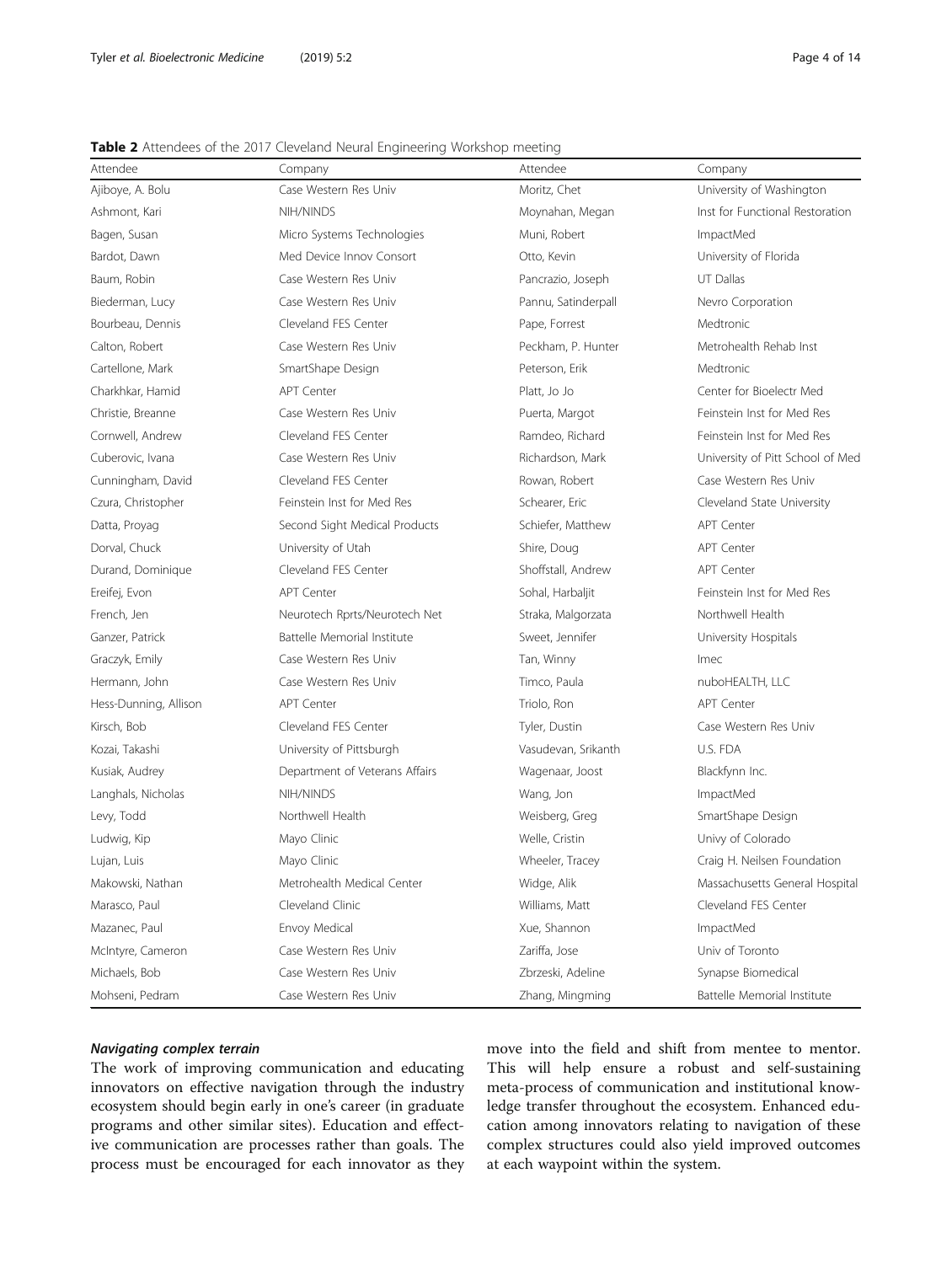**Table 2** Attendees of the 2017 Cleveland Neural Engineering Workshop meeting

| Attendee | Company | Attendee | Company |
|---|---|---|---|
| Ajiboye, A. Bolu | Case Western Res Univ | Moritz, Chet | University of Washington |
| Ashmont, Kari | NIH/NINDS | Moynahan, Megan | Inst for Functional Restoration |
| Bagen, Susan | Micro Systems Technologies | Muni, Robert | ImpactMed |
| Bardot, Dawn | Med Device Innov Consort | Otto, Kevin | University of Florida |
| Baum, Robin | Case Western Res Univ | Pancrazio, Joseph | UT Dallas |
| Biederman, Lucy | Case Western Res Univ | Pannu, Satinderpall | Nevro Corporation |
| Bourbeau, Dennis | Cleveland FES Center | Pape, Forrest | Medtronic |
| Calton, Robert | Case Western Res Univ | Peckham, P. Hunter | Metrohealth Rehab Inst |
| Cartellone, Mark | SmartShape Design | Peterson, Erik | Medtronic |
| Charkhkar, Hamid | APT Center | Platt, Jo Jo | Center for Bioelectr Med |
| Christie, Breanne | Case Western Res Univ | Puerta, Margot | Feinstein Inst for Med Res |
| Cornwell, Andrew | Cleveland FES Center | Ramdeo, Richard | Feinstein Inst for Med Res |
| Cuberovic, Ivana | Case Western Res Univ | Richardson, Mark | University of Pitt School of Med |
| Cunningham, David | Cleveland FES Center | Rowan, Robert | Case Western Res Univ |
| Czura, Christopher | Feinstein Inst for Med Res | Schearer, Eric | Cleveland State University |
| Datta, Proyag | Second Sight Medical Products | Schiefer, Matthew | APT Center |
| Dorval, Chuck | University of Utah | Shire, Doug | APT Center |
| Durand, Dominique | Cleveland FES Center | Shoffstall, Andrew | APT Center |
| Ereifej, Evon | APT Center | Sohal, Harbaljit | Feinstein Inst for Med Res |
| French, Jen | Neurotech Rprts/Neurotech Net | Straka, Malgorzata | Northwell Health |
| Ganzer, Patrick | Battelle Memorial Institute | Sweet, Jennifer | University Hospitals |
| Graczyk, Emily | Case Western Res Univ | Tan, Winny | Imec |
| Hermann, John | Case Western Res Univ | Timco, Paula | nuboHEALTH, LLC |
| Hess-Dunning, Allison | APT Center | Triolo, Ron | APT Center |
| Kirsch, Bob | Cleveland FES Center | Tyler, Dustin | Case Western Res Univ |
| Kozai, Takashi | University of Pittsburgh | Vasudevan, Srikanth | U.S. FDA |
| Kusiak, Audrey | Department of Veterans Affairs | Wagenaar, Joost | Blackfynn Inc. |
| Langhals, Nicholas | NIH/NINDS | Wang, Jon | ImpactMed |
| Levy, Todd | Northwell Health | Weisberg, Greg | SmartShape Design |
| Ludwig, Kip | Mayo Clinic | Welle, Cristin | Univy of Colorado |
| Lujan, Luis | Mayo Clinic | Wheeler, Tracey | Craig H. Neilsen Foundation |
| Makowski, Nathan | Metrohealth Medical Center | Widge, Alik | Massachusetts General Hospital |
| Marasco, Paul | Cleveland Clinic | Williams, Matt | Cleveland FES Center |
| Mazanec, Paul | Envoy Medical | Xue, Shannon | ImpactMed |
| McIntyre, Cameron | Case Western Res Univ | Zariffa, Jose | Univ of Toronto |
| Michaels, Bob | Case Western Res Univ | Zbrzeski, Adeline | Synapse Biomedical |
| Mohseni, Pedram | Case Western Res Univ | Zhang, Mingming | Battelle Memorial Institute |

### *Navigating complex terrain*

The work of improving communication and educating innovators on effective navigation through the industry ecosystem should begin early in one's career (in graduate programs and other similar sites). Education and effective communication are processes rather than goals. The process must be encouraged for each innovator as they move into the field and shift from mentee to mentor. This will help ensure a robust and self-sustaining meta-process of communication and institutional knowledge transfer throughout the ecosystem. Enhanced education among innovators relating to navigation of these complex structures could also yield improved outcomes at each waypoint within the system.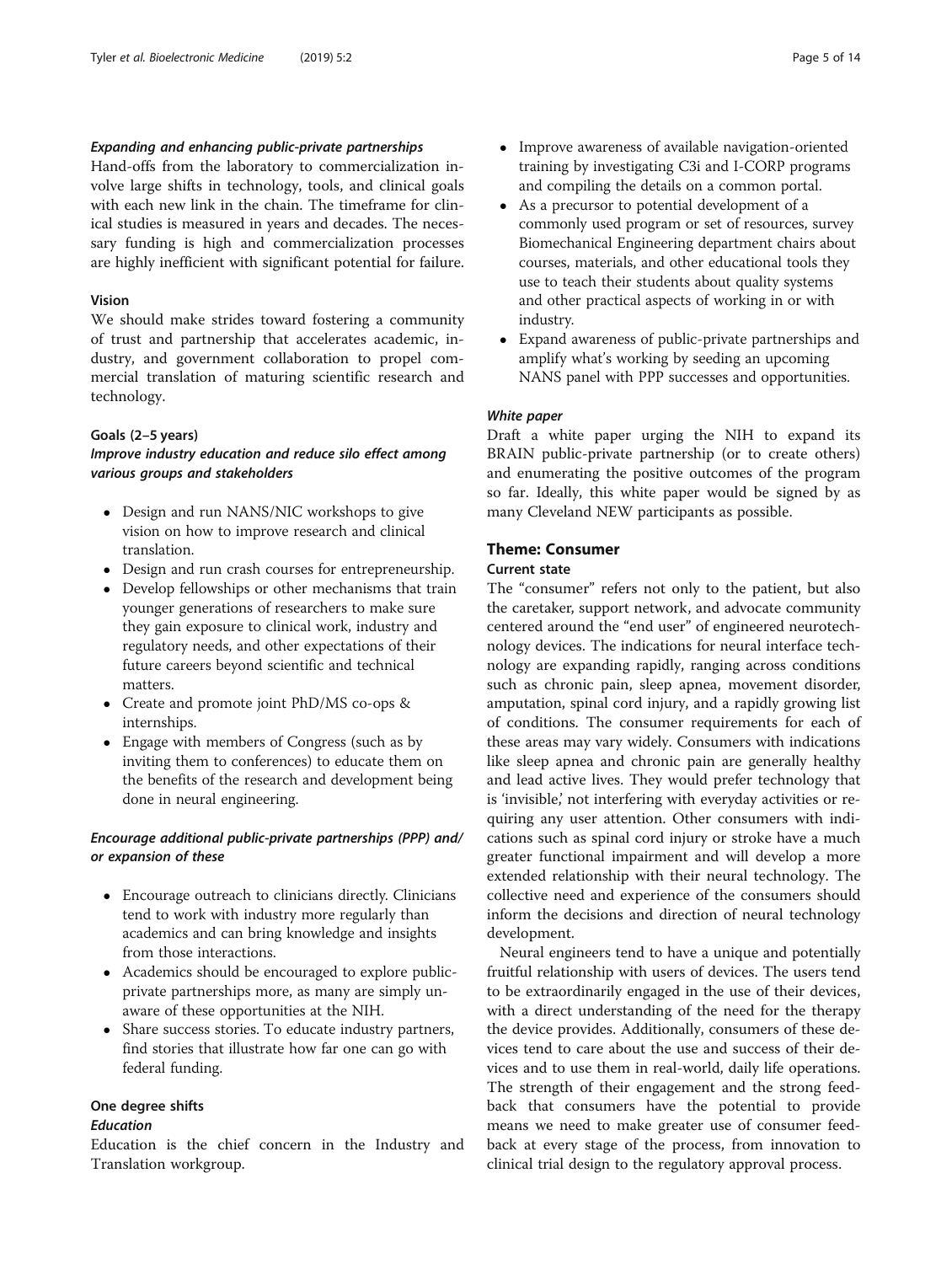### *Expanding and enhancing public-private partnerships*

Hand-offs from the laboratory to commercialization involve large shifts in technology, tools, and clinical goals with each new link in the chain. The timeframe for clinical studies is measured in years and decades. The necessary funding is high and commercialization processes are highly inefficient with significant potential for failure.

#### Vision

We should make strides toward fostering a community of trust and partnership that accelerates academic, industry, and government collaboration to propel commercial translation of maturing scientific research and technology.

#### Goals (2–5 years)

##### *Improve industry education and reduce silo effect among various groups and stakeholders*

- Design and run NANS/NIC workshops to give vision on how to improve research and clinical translation.
- Design and run crash courses for entrepreneurship.
- Develop fellowships or other mechanisms that train younger generations of researchers to make sure they gain exposure to clinical work, industry and regulatory needs, and other expectations of their future careers beyond scientific and technical matters.
- Create and promote joint PhD/MS co-ops & internships.
- Engage with members of Congress (such as by inviting them to conferences) to educate them on the benefits of the research and development being done in neural engineering.

##### *Encourage additional public-private partnerships (PPP) and/or expansion of these*

- Encourage outreach to clinicians directly. Clinicians tend to work with industry more regularly than academics and can bring knowledge and insights from those interactions.
- Academics should be encouraged to explore public-private partnerships more, as many are simply unaware of these opportunities at the NIH.
- Share success stories. To educate industry partners, find stories that illustrate how far one can go with federal funding.

#### One degree shifts

##### *Education*

Education is the chief concern in the Industry and Translation workgroup.

- Improve awareness of available navigation-oriented training by investigating C3i and I-CORP programs and compiling the details on a common portal.
- As a precursor to potential development of a commonly used program or set of resources, survey Biomechanical Engineering department chairs about courses, materials, and other educational tools they use to teach their students about quality systems and other practical aspects of working in or with industry.
- Expand awareness of public-private partnerships and amplify what's working by seeding an upcoming NANS panel with PPP successes and opportunities.

##### *White paper*

Draft a white paper urging the NIH to expand its BRAIN public-private partnership (or to create others) and enumerating the positive outcomes of the program so far. Ideally, this white paper would be signed by as many Cleveland NEW participants as possible.

## Theme: Consumer

#### Current state

The "consumer" refers not only to the patient, but also the caretaker, support network, and advocate community centered around the "end user" of engineered neurotechnology devices. The indications for neural interface technology are expanding rapidly, ranging across conditions such as chronic pain, sleep apnea, movement disorder, amputation, spinal cord injury, and a rapidly growing list of conditions. The consumer requirements for each of these areas may vary widely. Consumers with indications like sleep apnea and chronic pain are generally healthy and lead active lives. They would prefer technology that is 'invisible,' not interfering with everyday activities or requiring any user attention. Other consumers with indications such as spinal cord injury or stroke have a much greater functional impairment and will develop a more extended relationship with their neural technology. The collective need and experience of the consumers should inform the decisions and direction of neural technology development.

Neural engineers tend to have a unique and potentially fruitful relationship with users of devices. The users tend to be extraordinarily engaged in the use of their devices, with a direct understanding of the need for the therapy the device provides. Additionally, consumers of these devices tend to care about the use and success of their devices and to use them in real-world, daily life operations. The strength of their engagement and the strong feedback that consumers have the potential to provide means we need to make greater use of consumer feedback at every stage of the process, from innovation to clinical trial design to the regulatory approval process.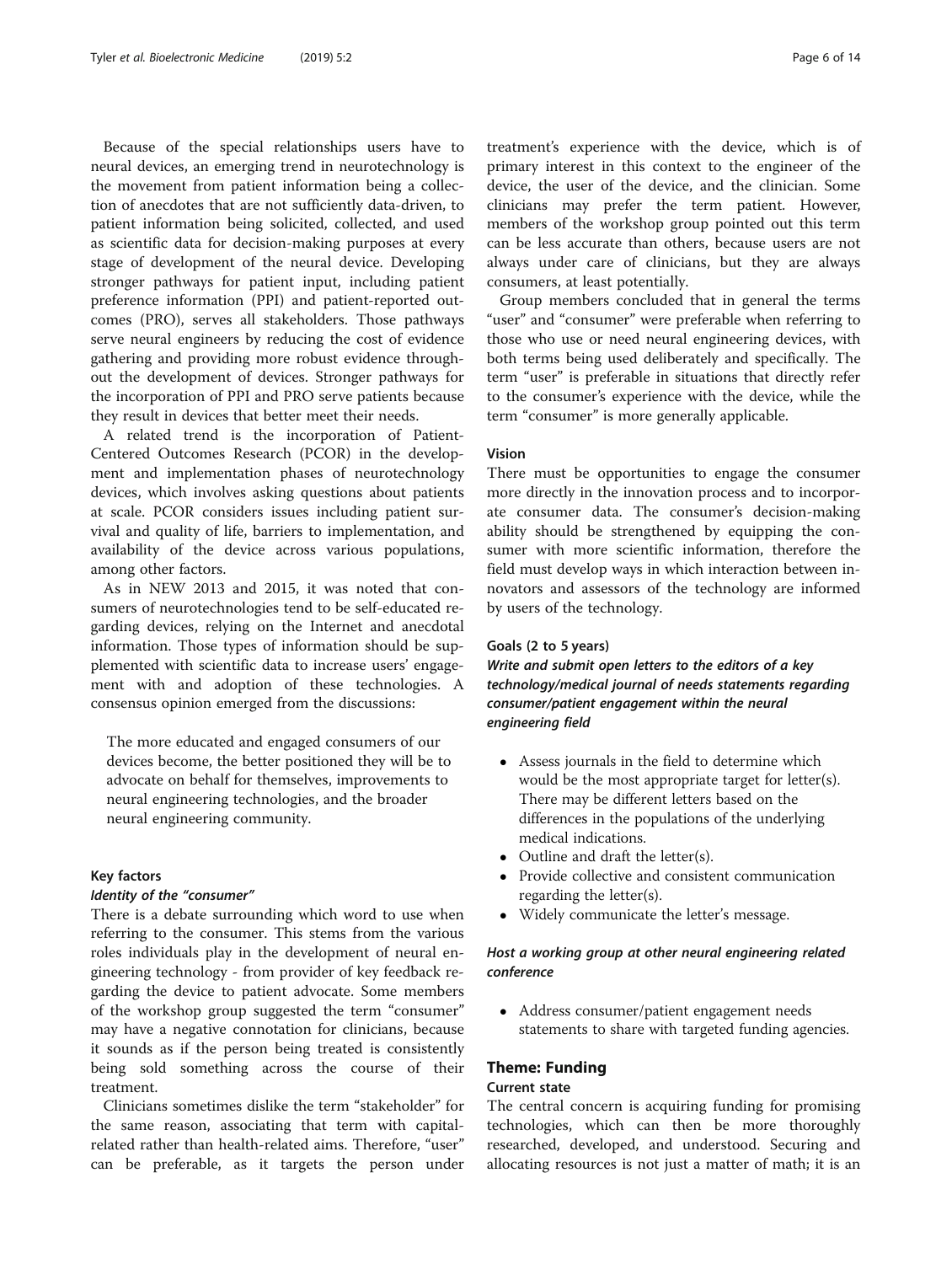Because of the special relationships users have to neural devices, an emerging trend in neurotechnology is the movement from patient information being a collection of anecdotes that are not sufficiently data-driven, to patient information being solicited, collected, and used as scientific data for decision-making purposes at every stage of development of the neural device. Developing stronger pathways for patient input, including patient preference information (PPI) and patient-reported outcomes (PRO), serves all stakeholders. Those pathways serve neural engineers by reducing the cost of evidence gathering and providing more robust evidence throughout the development of devices. Stronger pathways for the incorporation of PPI and PRO serve patients because they result in devices that better meet their needs.

A related trend is the incorporation of Patient-Centered Outcomes Research (PCOR) in the development and implementation phases of neurotechnology devices, which involves asking questions about patients at scale. PCOR considers issues including patient survival and quality of life, barriers to implementation, and availability of the device across various populations, among other factors.

As in NEW 2013 and 2015, it was noted that consumers of neurotechnologies tend to be self-educated regarding devices, relying on the Internet and anecdotal information. Those types of information should be supplemented with scientific data to increase users' engagement with and adoption of these technologies. A consensus opinion emerged from the discussions:

> The more educated and engaged consumers of our devices become, the better positioned they will be to advocate on behalf for themselves, improvements to neural engineering technologies, and the broader neural engineering community.

### Key factors

#### *Identity of the "consumer"*

There is a debate surrounding which word to use when referring to the consumer. This stems from the various roles individuals play in the development of neural engineering technology - from provider of key feedback regarding the device to patient advocate. Some members of the workshop group suggested the term "consumer" may have a negative connotation for clinicians, because it sounds as if the person being treated is consistently being sold something across the course of their treatment.

Clinicians sometimes dislike the term "stakeholder" for the same reason, associating that term with capital-related rather than health-related aims. Therefore, "user" can be preferable, as it targets the person under treatment's experience with the device, which is of primary interest in this context to the engineer of the device, the user of the device, and the clinician. Some clinicians may prefer the term patient. However, members of the workshop group pointed out this term can be less accurate than others, because users are not always under care of clinicians, but they are always consumers, at least potentially.

Group members concluded that in general the terms "user" and "consumer" were preferable when referring to those who use or need neural engineering devices, with both terms being used deliberately and specifically. The term "user" is preferable in situations that directly refer to the consumer's experience with the device, while the term "consumer" is more generally applicable.

### Vision

There must be opportunities to engage the consumer more directly in the innovation process and to incorporate consumer data. The consumer's decision-making ability should be strengthened by equipping the consumer with more scientific information, therefore the field must develop ways in which interaction between innovators and assessors of the technology are informed by users of the technology.

### Goals (2 to 5 years)

#### *Write and submit open letters to the editors of a key technology/medical journal of needs statements regarding consumer/patient engagement within the neural engineering field*

- Assess journals in the field to determine which would be the most appropriate target for letter(s). There may be different letters based on the differences in the populations of the underlying medical indications.
- Outline and draft the letter(s).
- Provide collective and consistent communication regarding the letter(s).
- Widely communicate the letter's message.

#### *Host a working group at other neural engineering related conference*

- Address consumer/patient engagement needs statements to share with targeted funding agencies.

## Theme: Funding

### Current state

The central concern is acquiring funding for promising technologies, which can then be more thoroughly researched, developed, and understood. Securing and allocating resources is not just a matter of math; it is an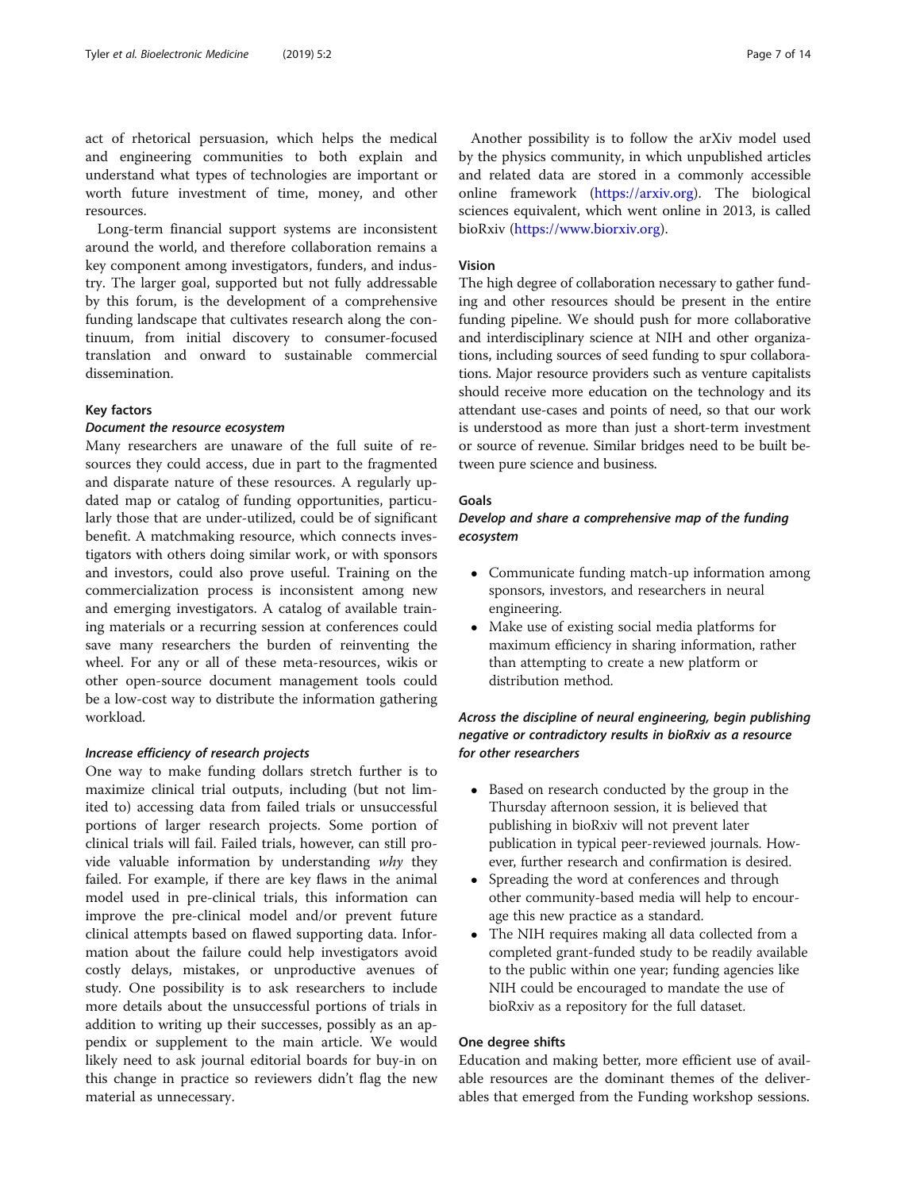act of rhetorical persuasion, which helps the medical and engineering communities to both explain and understand what types of technologies are important or worth future investment of time, money, and other resources.

Long-term financial support systems are inconsistent around the world, and therefore collaboration remains a key component among investigators, funders, and industry. The larger goal, supported but not fully addressable by this forum, is the development of a comprehensive funding landscape that cultivates research along the continuum, from initial discovery to consumer-focused translation and onward to sustainable commercial dissemination.

### Key factors

#### *Document the resource ecosystem*

Many researchers are unaware of the full suite of resources they could access, due in part to the fragmented and disparate nature of these resources. A regularly updated map or catalog of funding opportunities, particularly those that are under-utilized, could be of significant benefit. A matchmaking resource, which connects investigators with others doing similar work, or with sponsors and investors, could also prove useful. Training on the commercialization process is inconsistent among new and emerging investigators. A catalog of available training materials or a recurring session at conferences could save many researchers the burden of reinventing the wheel. For any or all of these meta-resources, wikis or other open-source document management tools could be a low-cost way to distribute the information gathering workload.

#### *Increase efficiency of research projects*

One way to make funding dollars stretch further is to maximize clinical trial outputs, including (but not limited to) accessing data from failed trials or unsuccessful portions of larger research projects. Some portion of clinical trials will fail. Failed trials, however, can still provide valuable information by understanding *why* they failed. For example, if there are key flaws in the animal model used in pre-clinical trials, this information can improve the pre-clinical model and/or prevent future clinical attempts based on flawed supporting data. Information about the failure could help investigators avoid costly delays, mistakes, or unproductive avenues of study. One possibility is to ask researchers to include more details about the unsuccessful portions of trials in addition to writing up their successes, possibly as an appendix or supplement to the main article. We would likely need to ask journal editorial boards for buy-in on this change in practice so reviewers didn't flag the new material as unnecessary.

Another possibility is to follow the arXiv model used by the physics community, in which unpublished articles and related data are stored in a commonly accessible online framework (https://arxiv.org). The biological sciences equivalent, which went online in 2013, is called bioRxiv (https://www.biorxiv.org).

### Vision

The high degree of collaboration necessary to gather funding and other resources should be present in the entire funding pipeline. We should push for more collaborative and interdisciplinary science at NIH and other organizations, including sources of seed funding to spur collaborations. Major resource providers such as venture capitalists should receive more education on the technology and its attendant use-cases and points of need, so that our work is understood as more than just a short-term investment or source of revenue. Similar bridges need to be built between pure science and business.

### Goals

#### *Develop and share a comprehensive map of the funding ecosystem*

- Communicate funding match-up information among sponsors, investors, and researchers in neural engineering.
- Make use of existing social media platforms for maximum efficiency in sharing information, rather than attempting to create a new platform or distribution method.

#### *Across the discipline of neural engineering, begin publishing negative or contradictory results in bioRxiv as a resource for other researchers*

- Based on research conducted by the group in the Thursday afternoon session, it is believed that publishing in bioRxiv will not prevent later publication in typical peer-reviewed journals. However, further research and confirmation is desired.
- Spreading the word at conferences and through other community-based media will help to encourage this new practice as a standard.
- The NIH requires making all data collected from a completed grant-funded study to be readily available to the public within one year; funding agencies like NIH could be encouraged to mandate the use of bioRxiv as a repository for the full dataset.

### One degree shifts

Education and making better, more efficient use of available resources are the dominant themes of the deliverables that emerged from the Funding workshop sessions.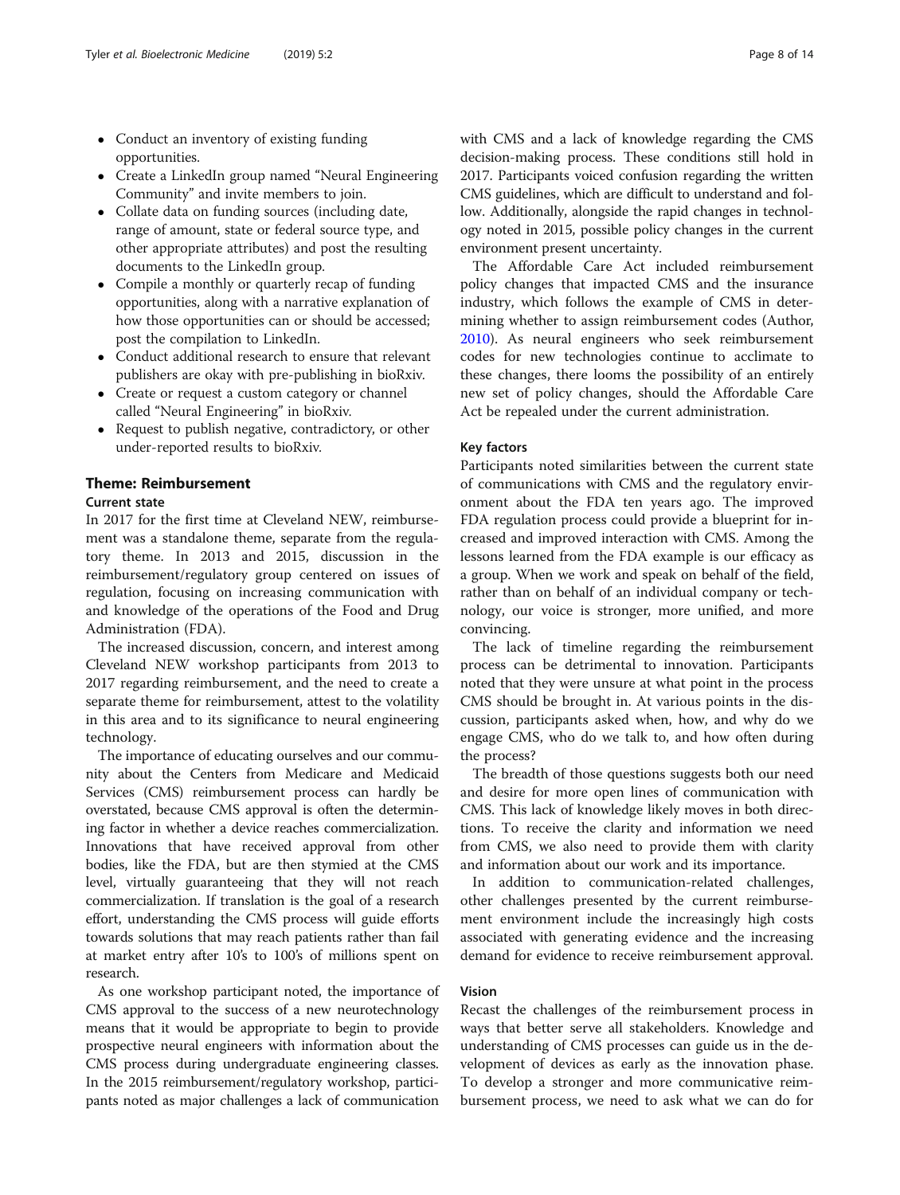- Conduct an inventory of existing funding opportunities.
- Create a LinkedIn group named "Neural Engineering Community" and invite members to join.
- Collate data on funding sources (including date, range of amount, state or federal source type, and other appropriate attributes) and post the resulting documents to the LinkedIn group.
- Compile a monthly or quarterly recap of funding opportunities, along with a narrative explanation of how those opportunities can or should be accessed; post the compilation to LinkedIn.
- Conduct additional research to ensure that relevant publishers are okay with pre-publishing in bioRxiv.
- Create or request a custom category or channel called "Neural Engineering" in bioRxiv.
- Request to publish negative, contradictory, or other under-reported results to bioRxiv.

## Theme: Reimbursement

### Current state

In 2017 for the first time at Cleveland NEW, reimbursement was a standalone theme, separate from the regulatory theme. In 2013 and 2015, discussion in the reimbursement/regulatory group centered on issues of regulation, focusing on increasing communication with and knowledge of the operations of the Food and Drug Administration (FDA).

The increased discussion, concern, and interest among Cleveland NEW workshop participants from 2013 to 2017 regarding reimbursement, and the need to create a separate theme for reimbursement, attest to the volatility in this area and to its significance to neural engineering technology.

The importance of educating ourselves and our community about the Centers from Medicare and Medicaid Services (CMS) reimbursement process can hardly be overstated, because CMS approval is often the determining factor in whether a device reaches commercialization. Innovations that have received approval from other bodies, like the FDA, but are then stymied at the CMS level, virtually guaranteeing that they will not reach commercialization. If translation is the goal of a research effort, understanding the CMS process will guide efforts towards solutions that may reach patients rather than fail at market entry after 10's to 100's of millions spent on research.

As one workshop participant noted, the importance of CMS approval to the success of a new neurotechnology means that it would be appropriate to begin to provide prospective neural engineers with information about the CMS process during undergraduate engineering classes. In the 2015 reimbursement/regulatory workshop, participants noted as major challenges a lack of communication with CMS and a lack of knowledge regarding the CMS decision-making process. These conditions still hold in 2017. Participants voiced confusion regarding the written CMS guidelines, which are difficult to understand and follow. Additionally, alongside the rapid changes in technology noted in 2015, possible policy changes in the current environment present uncertainty.

The Affordable Care Act included reimbursement policy changes that impacted CMS and the insurance industry, which follows the example of CMS in determining whether to assign reimbursement codes (Author, 2010). As neural engineers who seek reimbursement codes for new technologies continue to acclimate to these changes, there looms the possibility of an entirely new set of policy changes, should the Affordable Care Act be repealed under the current administration.

### Key factors

Participants noted similarities between the current state of communications with CMS and the regulatory environment about the FDA ten years ago. The improved FDA regulation process could provide a blueprint for increased and improved interaction with CMS. Among the lessons learned from the FDA example is our efficacy as a group. When we work and speak on behalf of the field, rather than on behalf of an individual company or technology, our voice is stronger, more unified, and more convincing.

The lack of timeline regarding the reimbursement process can be detrimental to innovation. Participants noted that they were unsure at what point in the process CMS should be brought in. At various points in the discussion, participants asked when, how, and why do we engage CMS, who do we talk to, and how often during the process?

The breadth of those questions suggests both our need and desire for more open lines of communication with CMS. This lack of knowledge likely moves in both directions. To receive the clarity and information we need from CMS, we also need to provide them with clarity and information about our work and its importance.

In addition to communication-related challenges, other challenges presented by the current reimbursement environment include the increasingly high costs associated with generating evidence and the increasing demand for evidence to receive reimbursement approval.

### Vision

Recast the challenges of the reimbursement process in ways that better serve all stakeholders. Knowledge and understanding of CMS processes can guide us in the development of devices as early as the innovation phase. To develop a stronger and more communicative reimbursement process, we need to ask what we can do for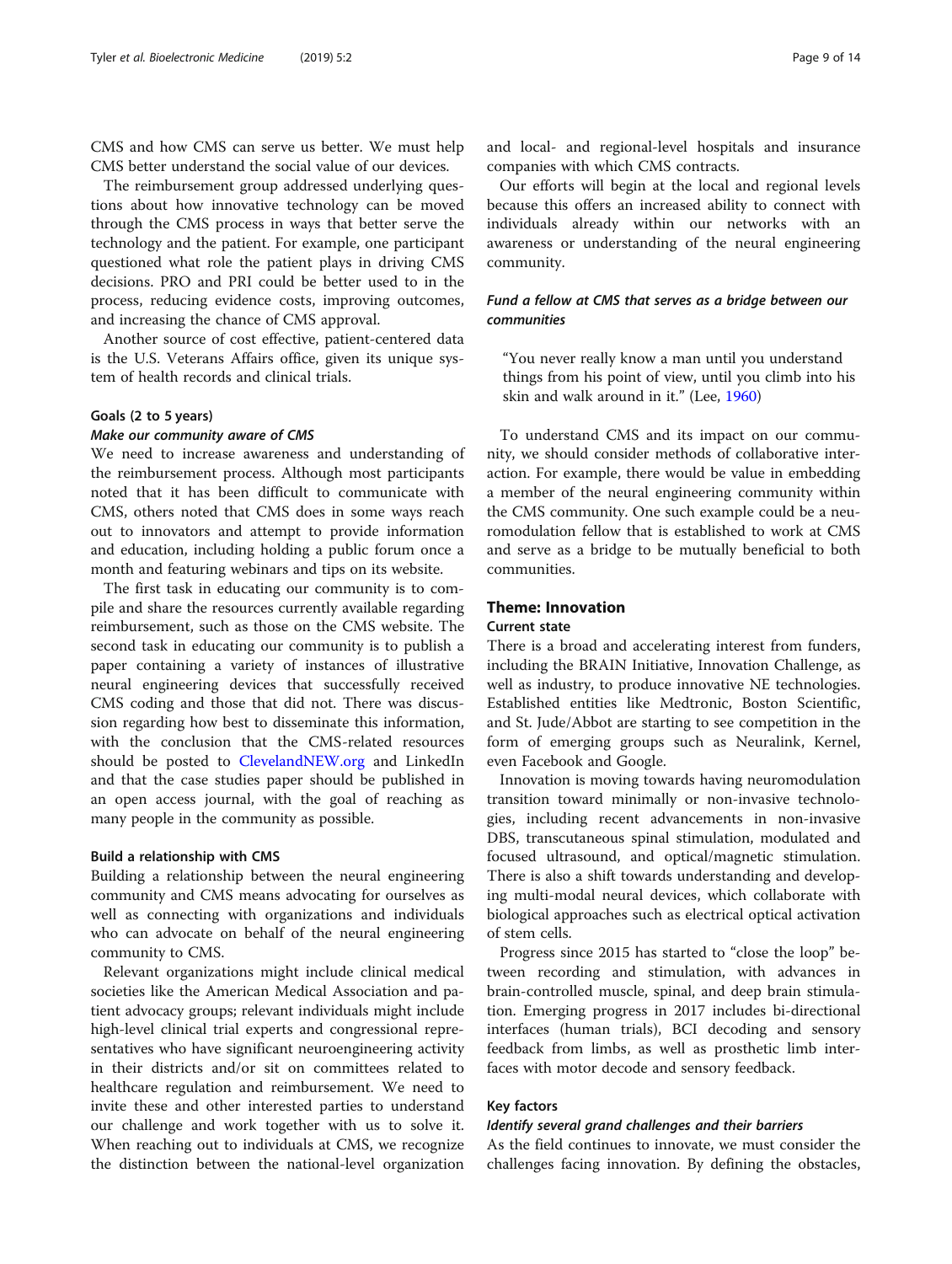CMS and how CMS can serve us better. We must help CMS better understand the social value of our devices.

The reimbursement group addressed underlying questions about how innovative technology can be moved through the CMS process in ways that better serve the technology and the patient. For example, one participant questioned what role the patient plays in driving CMS decisions. PRO and PRI could be better used to in the process, reducing evidence costs, improving outcomes, and increasing the chance of CMS approval.

Another source of cost effective, patient-centered data is the U.S. Veterans Affairs office, given its unique system of health records and clinical trials.

### Goals (2 to 5 years)

#### *Make our community aware of CMS*

We need to increase awareness and understanding of the reimbursement process. Although most participants noted that it has been difficult to communicate with CMS, others noted that CMS does in some ways reach out to innovators and attempt to provide information and education, including holding a public forum once a month and featuring webinars and tips on its website.

The first task in educating our community is to compile and share the resources currently available regarding reimbursement, such as those on the CMS website. The second task in educating our community is to publish a paper containing a variety of instances of illustrative neural engineering devices that successfully received CMS coding and those that did not. There was discussion regarding how best to disseminate this information, with the conclusion that the CMS-related resources should be posted to ClevelandNEW.org and LinkedIn and that the case studies paper should be published in an open access journal, with the goal of reaching as many people in the community as possible.

### Build a relationship with CMS

Building a relationship between the neural engineering community and CMS means advocating for ourselves as well as connecting with organizations and individuals who can advocate on behalf of the neural engineering community to CMS.

Relevant organizations might include clinical medical societies like the American Medical Association and patient advocacy groups; relevant individuals might include high-level clinical trial experts and congressional representatives who have significant neuroengineering activity in their districts and/or sit on committees related to healthcare regulation and reimbursement. We need to invite these and other interested parties to understand our challenge and work together with us to solve it. When reaching out to individuals at CMS, we recognize the distinction between the national-level organization and local- and regional-level hospitals and insurance companies with which CMS contracts.

Our efforts will begin at the local and regional levels because this offers an increased ability to connect with individuals already within our networks with an awareness or understanding of the neural engineering community.

#### *Fund a fellow at CMS that serves as a bridge between our communities*

> "You never really know a man until you understand things from his point of view, until you climb into his skin and walk around in it." (Lee, 1960)

To understand CMS and its impact on our community, we should consider methods of collaborative interaction. For example, there would be value in embedding a member of the neural engineering community within the CMS community. One such example could be a neuromodulation fellow that is established to work at CMS and serve as a bridge to be mutually beneficial to both communities.

## Theme: Innovation

### Current state

There is a broad and accelerating interest from funders, including the BRAIN Initiative, Innovation Challenge, as well as industry, to produce innovative NE technologies. Established entities like Medtronic, Boston Scientific, and St. Jude/Abbot are starting to see competition in the form of emerging groups such as Neuralink, Kernel, even Facebook and Google.

Innovation is moving towards having neuromodulation transition toward minimally or non-invasive technologies, including recent advancements in non-invasive DBS, transcutaneous spinal stimulation, modulated and focused ultrasound, and optical/magnetic stimulation. There is also a shift towards understanding and developing multi-modal neural devices, which collaborate with biological approaches such as electrical optical activation of stem cells.

Progress since 2015 has started to "close the loop" between recording and stimulation, with advances in brain-controlled muscle, spinal, and deep brain stimulation. Emerging progress in 2017 includes bi-directional interfaces (human trials), BCI decoding and sensory feedback from limbs, as well as prosthetic limb interfaces with motor decode and sensory feedback.

### Key factors

#### *Identify several grand challenges and their barriers*

As the field continues to innovate, we must consider the challenges facing innovation. By defining the obstacles,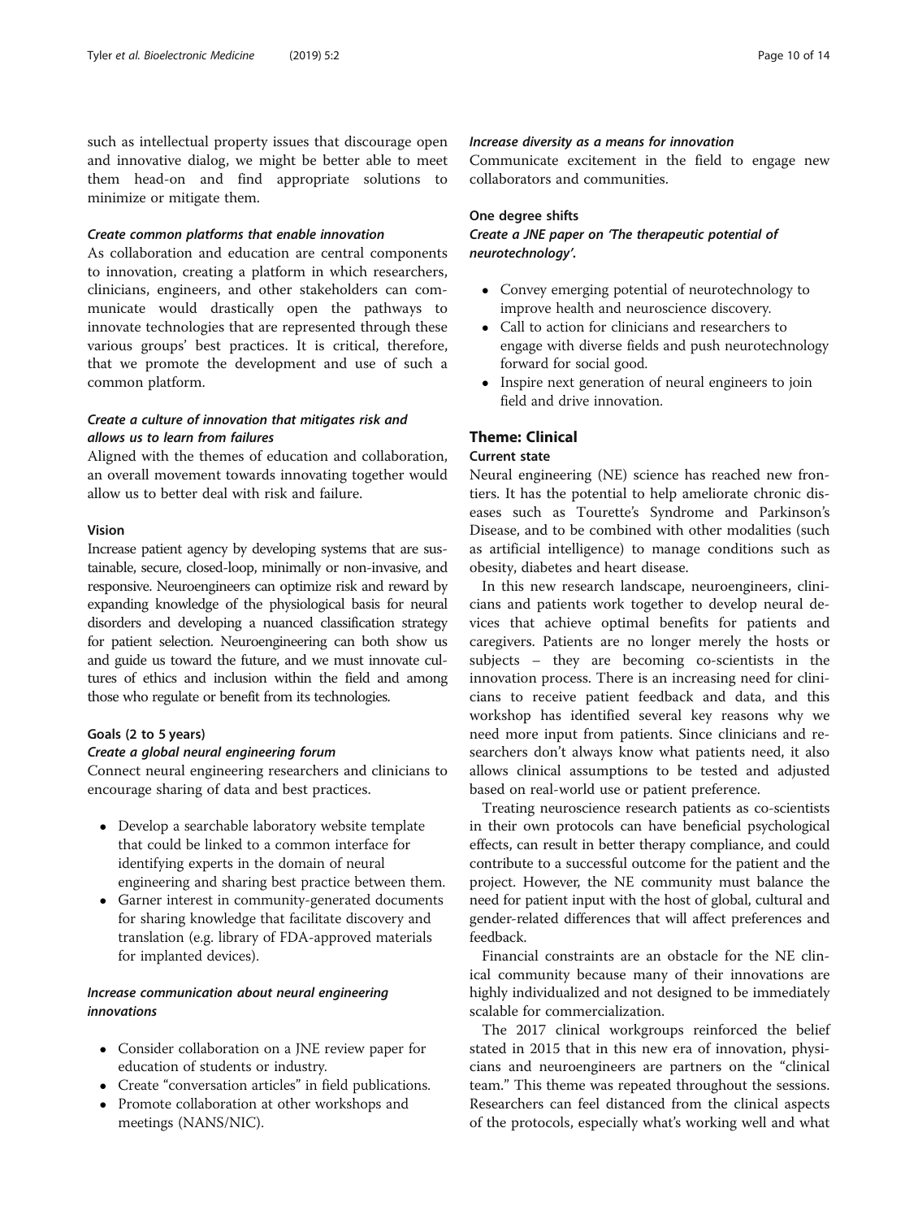such as intellectual property issues that discourage open and innovative dialog, we might be better able to meet them head-on and find appropriate solutions to minimize or mitigate them.

#### *Create common platforms that enable innovation*

As collaboration and education are central components to innovation, creating a platform in which researchers, clinicians, engineers, and other stakeholders can communicate would drastically open the pathways to innovate technologies that are represented through these various groups' best practices. It is critical, therefore, that we promote the development and use of such a common platform.

#### *Create a culture of innovation that mitigates risk and allows us to learn from failures*

Aligned with the themes of education and collaboration, an overall movement towards innovating together would allow us to better deal with risk and failure.

### Vision

Increase patient agency by developing systems that are sustainable, secure, closed-loop, minimally or non-invasive, and responsive. Neuroengineers can optimize risk and reward by expanding knowledge of the physiological basis for neural disorders and developing a nuanced classification strategy for patient selection. Neuroengineering can both show us and guide us toward the future, and we must innovate cultures of ethics and inclusion within the field and among those who regulate or benefit from its technologies.

### Goals (2 to 5 years)

#### *Create a global neural engineering forum*

Connect neural engineering researchers and clinicians to encourage sharing of data and best practices.

- Develop a searchable laboratory website template that could be linked to a common interface for identifying experts in the domain of neural engineering and sharing best practice between them.
- Garner interest in community-generated documents for sharing knowledge that facilitate discovery and translation (e.g. library of FDA-approved materials for implanted devices).

#### *Increase communication about neural engineering innovations*

- Consider collaboration on a JNE review paper for education of students or industry.
- Create "conversation articles" in field publications.
- Promote collaboration at other workshops and meetings (NANS/NIC).

#### *Increase diversity as a means for innovation*

Communicate excitement in the field to engage new collaborators and communities.

### One degree shifts

#### *Create a JNE paper on 'The therapeutic potential of neurotechnology'.*

- Convey emerging potential of neurotechnology to improve health and neuroscience discovery.
- Call to action for clinicians and researchers to engage with diverse fields and push neurotechnology forward for social good.
- Inspire next generation of neural engineers to join field and drive innovation.

## Theme: Clinical

### Current state

Neural engineering (NE) science has reached new frontiers. It has the potential to help ameliorate chronic diseases such as Tourette's Syndrome and Parkinson's Disease, and to be combined with other modalities (such as artificial intelligence) to manage conditions such as obesity, diabetes and heart disease.

In this new research landscape, neuroengineers, clinicians and patients work together to develop neural devices that achieve optimal benefits for patients and caregivers. Patients are no longer merely the hosts or subjects – they are becoming co-scientists in the innovation process. There is an increasing need for clinicians to receive patient feedback and data, and this workshop has identified several key reasons why we need more input from patients. Since clinicians and researchers don't always know what patients need, it also allows clinical assumptions to be tested and adjusted based on real-world use or patient preference.

Treating neuroscience research patients as co-scientists in their own protocols can have beneficial psychological effects, can result in better therapy compliance, and could contribute to a successful outcome for the patient and the project. However, the NE community must balance the need for patient input with the host of global, cultural and gender-related differences that will affect preferences and feedback.

Financial constraints are an obstacle for the NE clinical community because many of their innovations are highly individualized and not designed to be immediately scalable for commercialization.

The 2017 clinical workgroups reinforced the belief stated in 2015 that in this new era of innovation, physicians and neuroengineers are partners on the "clinical team." This theme was repeated throughout the sessions. Researchers can feel distanced from the clinical aspects of the protocols, especially what's working well and what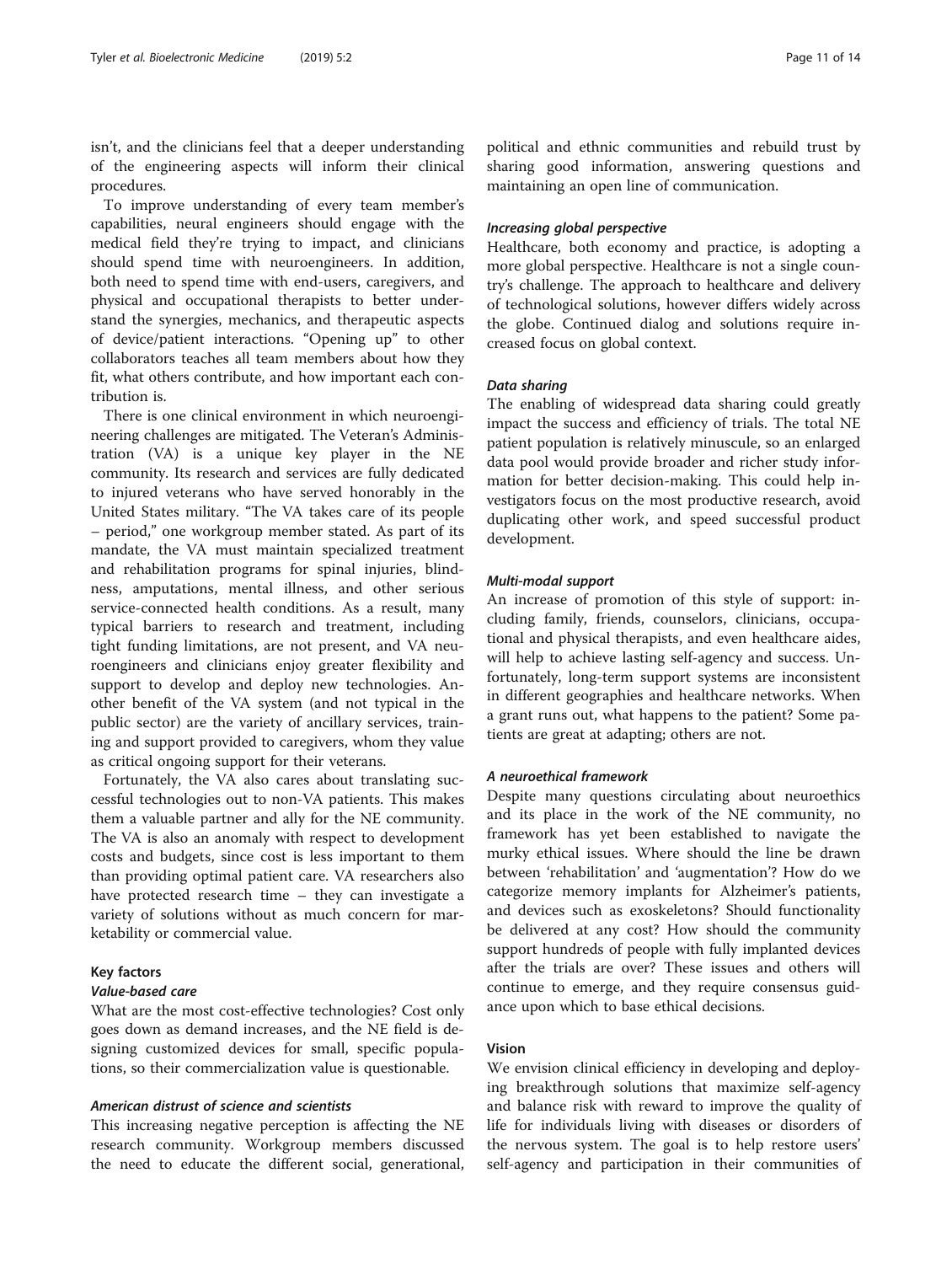isn't, and the clinicians feel that a deeper understanding of the engineering aspects will inform their clinical procedures.

To improve understanding of every team member's capabilities, neural engineers should engage with the medical field they're trying to impact, and clinicians should spend time with neuroengineers. In addition, both need to spend time with end-users, caregivers, and physical and occupational therapists to better understand the synergies, mechanics, and therapeutic aspects of device/patient interactions. "Opening up" to other collaborators teaches all team members about how they fit, what others contribute, and how important each contribution is.

There is one clinical environment in which neuroengineering challenges are mitigated. The Veteran's Administration (VA) is a unique key player in the NE community. Its research and services are fully dedicated to injured veterans who have served honorably in the United States military. "The VA takes care of its people – period," one workgroup member stated. As part of its mandate, the VA must maintain specialized treatment and rehabilitation programs for spinal injuries, blindness, amputations, mental illness, and other serious service-connected health conditions. As a result, many typical barriers to research and treatment, including tight funding limitations, are not present, and VA neuroengineers and clinicians enjoy greater flexibility and support to develop and deploy new technologies. Another benefit of the VA system (and not typical in the public sector) are the variety of ancillary services, training and support provided to caregivers, whom they value as critical ongoing support for their veterans.

Fortunately, the VA also cares about translating successful technologies out to non-VA patients. This makes them a valuable partner and ally for the NE community. The VA is also an anomaly with respect to development costs and budgets, since cost is less important to them than providing optimal patient care. VA researchers also have protected research time – they can investigate a variety of solutions without as much concern for marketability or commercial value.

### Key factors

#### *Value-based care*

What are the most cost-effective technologies? Cost only goes down as demand increases, and the NE field is designing customized devices for small, specific populations, so their commercialization value is questionable.

#### *American distrust of science and scientists*

This increasing negative perception is affecting the NE research community. Workgroup members discussed the need to educate the different social, generational, political and ethnic communities and rebuild trust by sharing good information, answering questions and maintaining an open line of communication.

#### *Increasing global perspective*

Healthcare, both economy and practice, is adopting a more global perspective. Healthcare is not a single country's challenge. The approach to healthcare and delivery of technological solutions, however differs widely across the globe. Continued dialog and solutions require increased focus on global context.

#### *Data sharing*

The enabling of widespread data sharing could greatly impact the success and efficiency of trials. The total NE patient population is relatively minuscule, so an enlarged data pool would provide broader and richer study information for better decision-making. This could help investigators focus on the most productive research, avoid duplicating other work, and speed successful product development.

#### *Multi-modal support*

An increase of promotion of this style of support: including family, friends, counselors, clinicians, occupational and physical therapists, and even healthcare aides, will help to achieve lasting self-agency and success. Unfortunately, long-term support systems are inconsistent in different geographies and healthcare networks. When a grant runs out, what happens to the patient? Some patients are great at adapting; others are not.

#### *A neuroethical framework*

Despite many questions circulating about neuroethics and its place in the work of the NE community, no framework has yet been established to navigate the murky ethical issues. Where should the line be drawn between 'rehabilitation' and 'augmentation'? How do we categorize memory implants for Alzheimer's patients, and devices such as exoskeletons? Should functionality be delivered at any cost? How should the community support hundreds of people with fully implanted devices after the trials are over? These issues and others will continue to emerge, and they require consensus guidance upon which to base ethical decisions.

### Vision

We envision clinical efficiency in developing and deploying breakthrough solutions that maximize self-agency and balance risk with reward to improve the quality of life for individuals living with diseases or disorders of the nervous system. The goal is to help restore users' self-agency and participation in their communities of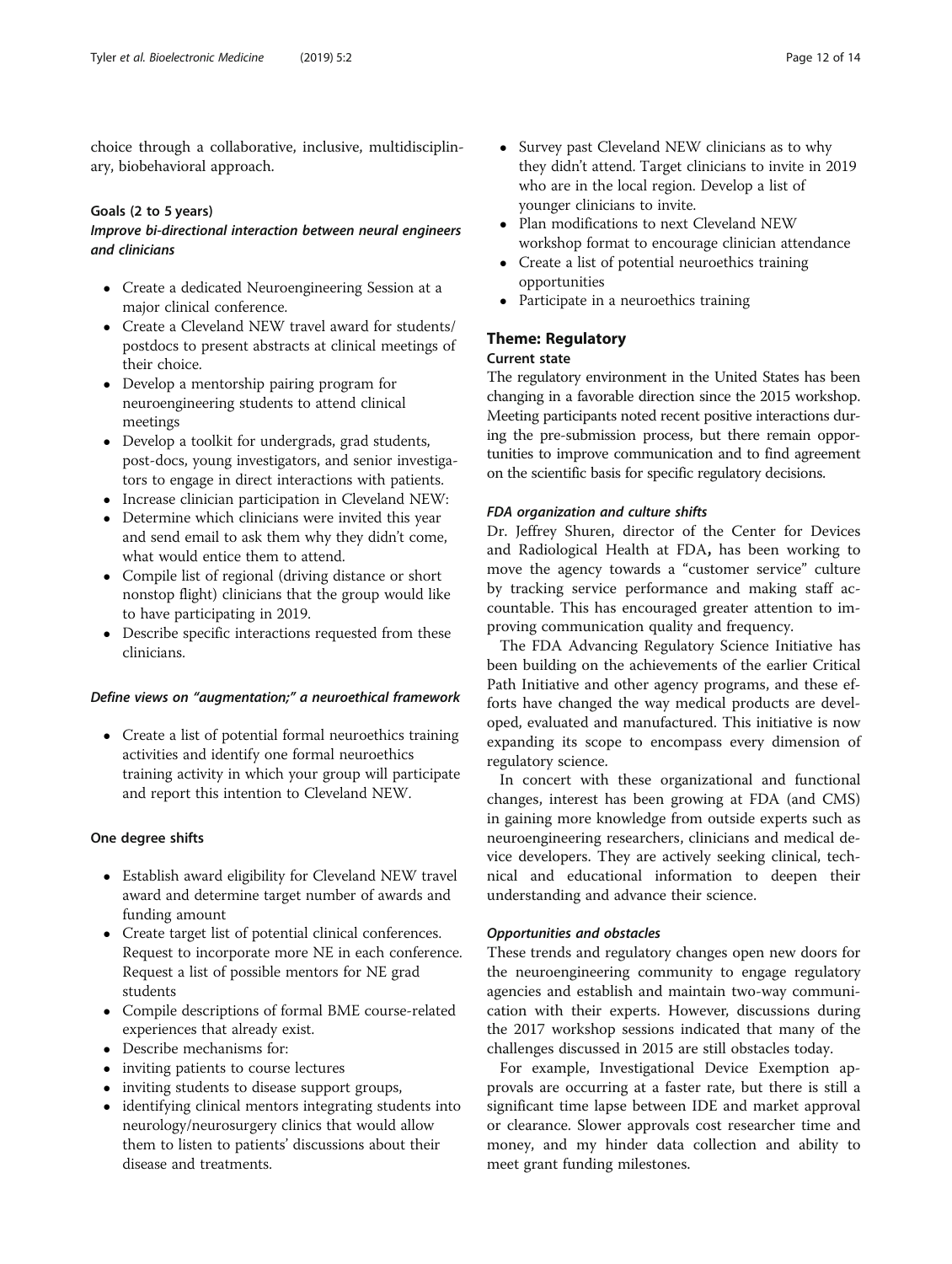choice through a collaborative, inclusive, multidisciplinary, biobehavioral approach.

### Goals (2 to 5 years)

#### *Improve bi-directional interaction between neural engineers and clinicians*

- Create a dedicated Neuroengineering Session at a major clinical conference.
- Create a Cleveland NEW travel award for students/postdocs to present abstracts at clinical meetings of their choice.
- Develop a mentorship pairing program for neuroengineering students to attend clinical meetings
- Develop a toolkit for undergrads, grad students, post-docs, young investigators, and senior investigators to engage in direct interactions with patients.
- Increase clinician participation in Cleveland NEW:
- Determine which clinicians were invited this year and send email to ask them why they didn't come, what would entice them to attend.
- Compile list of regional (driving distance or short nonstop flight) clinicians that the group would like to have participating in 2019.
- Describe specific interactions requested from these clinicians.

#### *Define views on "augmentation;" a neuroethical framework*

- Create a list of potential formal neuroethics training activities and identify one formal neuroethics training activity in which your group will participate and report this intention to Cleveland NEW.

### One degree shifts

- Establish award eligibility for Cleveland NEW travel award and determine target number of awards and funding amount
- Create target list of potential clinical conferences. Request to incorporate more NE in each conference. Request a list of possible mentors for NE grad students
- Compile descriptions of formal BME course-related experiences that already exist.
- Describe mechanisms for:
- inviting patients to course lectures
- inviting students to disease support groups,
- identifying clinical mentors integrating students into neurology/neurosurgery clinics that would allow them to listen to patients' discussions about their disease and treatments.
- Survey past Cleveland NEW clinicians as to why they didn't attend. Target clinicians to invite in 2019 who are in the local region. Develop a list of younger clinicians to invite.
- Plan modifications to next Cleveland NEW workshop format to encourage clinician attendance
- Create a list of potential neuroethics training opportunities
- Participate in a neuroethics training

## Theme: Regulatory

### Current state

The regulatory environment in the United States has been changing in a favorable direction since the 2015 workshop. Meeting participants noted recent positive interactions during the pre-submission process, but there remain opportunities to improve communication and to find agreement on the scientific basis for specific regulatory decisions.

#### *FDA organization and culture shifts*

Dr. Jeffrey Shuren, director of the Center for Devices and Radiological Health at FDA**,** has been working to move the agency towards a "customer service" culture by tracking service performance and making staff accountable. This has encouraged greater attention to improving communication quality and frequency.

The FDA Advancing Regulatory Science Initiative has been building on the achievements of the earlier Critical Path Initiative and other agency programs, and these efforts have changed the way medical products are developed, evaluated and manufactured. This initiative is now expanding its scope to encompass every dimension of regulatory science.

In concert with these organizational and functional changes, interest has been growing at FDA (and CMS) in gaining more knowledge from outside experts such as neuroengineering researchers, clinicians and medical device developers. They are actively seeking clinical, technical and educational information to deepen their understanding and advance their science.

#### *Opportunities and obstacles*

These trends and regulatory changes open new doors for the neuroengineering community to engage regulatory agencies and establish and maintain two-way communication with their experts. However, discussions during the 2017 workshop sessions indicated that many of the challenges discussed in 2015 are still obstacles today.

For example, Investigational Device Exemption approvals are occurring at a faster rate, but there is still a significant time lapse between IDE and market approval or clearance. Slower approvals cost researcher time and money, and my hinder data collection and ability to meet grant funding milestones.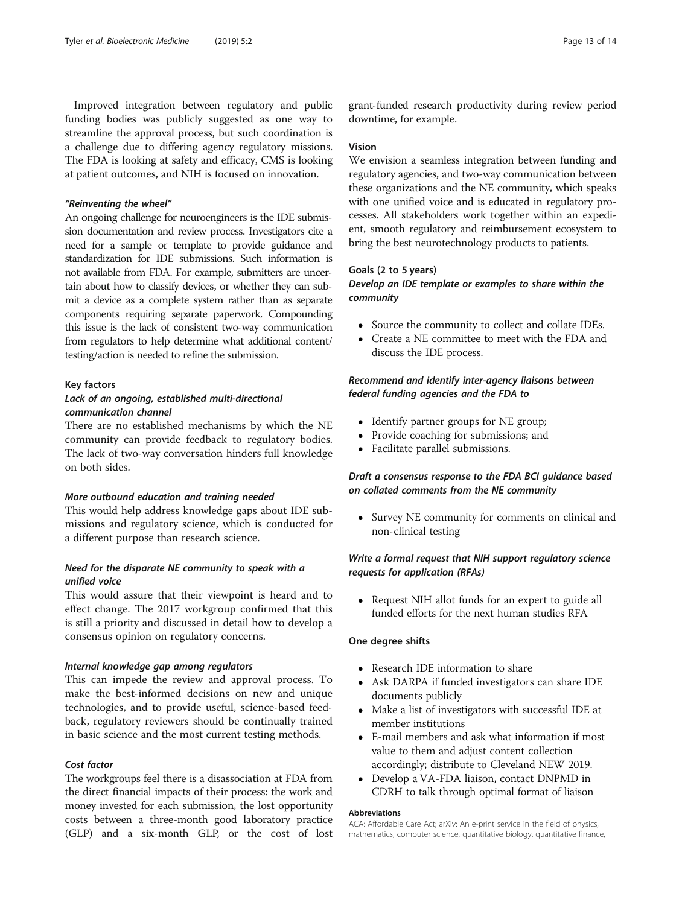Improved integration between regulatory and public funding bodies was publicly suggested as one way to streamline the approval process, but such coordination is a challenge due to differing agency regulatory missions. The FDA is looking at safety and efficacy, CMS is looking at patient outcomes, and NIH is focused on innovation.

#### *"Reinventing the wheel"*

An ongoing challenge for neuroengineers is the IDE submission documentation and review process. Investigators cite a need for a sample or template to provide guidance and standardization for IDE submissions. Such information is not available from FDA. For example, submitters are uncertain about how to classify devices, or whether they can submit a device as a complete system rather than as separate components requiring separate paperwork. Compounding this issue is the lack of consistent two-way communication from regulators to help determine what additional content/testing/action is needed to refine the submission.

### Key factors

#### *Lack of an ongoing, established multi-directional communication channel*

There are no established mechanisms by which the NE community can provide feedback to regulatory bodies. The lack of two-way conversation hinders full knowledge on both sides.

#### *More outbound education and training needed*

This would help address knowledge gaps about IDE submissions and regulatory science, which is conducted for a different purpose than research science.

#### *Need for the disparate NE community to speak with a unified voice*

This would assure that their viewpoint is heard and to effect change. The 2017 workgroup confirmed that this is still a priority and discussed in detail how to develop a consensus opinion on regulatory concerns.

#### *Internal knowledge gap among regulators*

This can impede the review and approval process. To make the best-informed decisions on new and unique technologies, and to provide useful, science-based feedback, regulatory reviewers should be continually trained in basic science and the most current testing methods.

#### *Cost factor*

The workgroups feel there is a disassociation at FDA from the direct financial impacts of their process: the work and money invested for each submission, the lost opportunity costs between a three-month good laboratory practice (GLP) and a six-month GLP, or the cost of lost grant-funded research productivity during review period downtime, for example.

### Vision

We envision a seamless integration between funding and regulatory agencies, and two-way communication between these organizations and the NE community, which speaks with one unified voice and is educated in regulatory processes. All stakeholders work together within an expedient, smooth regulatory and reimbursement ecosystem to bring the best neurotechnology products to patients.

### Goals (2 to 5 years)

#### *Develop an IDE template or examples to share within the community*

- Source the community to collect and collate IDEs.
- Create a NE committee to meet with the FDA and discuss the IDE process.

#### *Recommend and identify inter-agency liaisons between federal funding agencies and the FDA to*

- Identify partner groups for NE group;
- Provide coaching for submissions; and
- Facilitate parallel submissions.

#### *Draft a consensus response to the FDA BCI guidance based on collated comments from the NE community*

- Survey NE community for comments on clinical and non-clinical testing

#### *Write a formal request that NIH support regulatory science requests for application (RFAs)*

- Request NIH allot funds for an expert to guide all funded efforts for the next human studies RFA

### One degree shifts

- Research IDE information to share
- Ask DARPA if funded investigators can share IDE documents publicly
- Make a list of investigators with successful IDE at member institutions
- E-mail members and ask what information if most value to them and adjust content collection accordingly; distribute to Cleveland NEW 2019.
- Develop a VA-FDA liaison, contact DNPMD in CDRH to talk through optimal format of liaison

### Abbreviations

ACA: Affordable Care Act; arXiv: An e-print service in the field of physics, mathematics, computer science, quantitative biology, quantitative finance,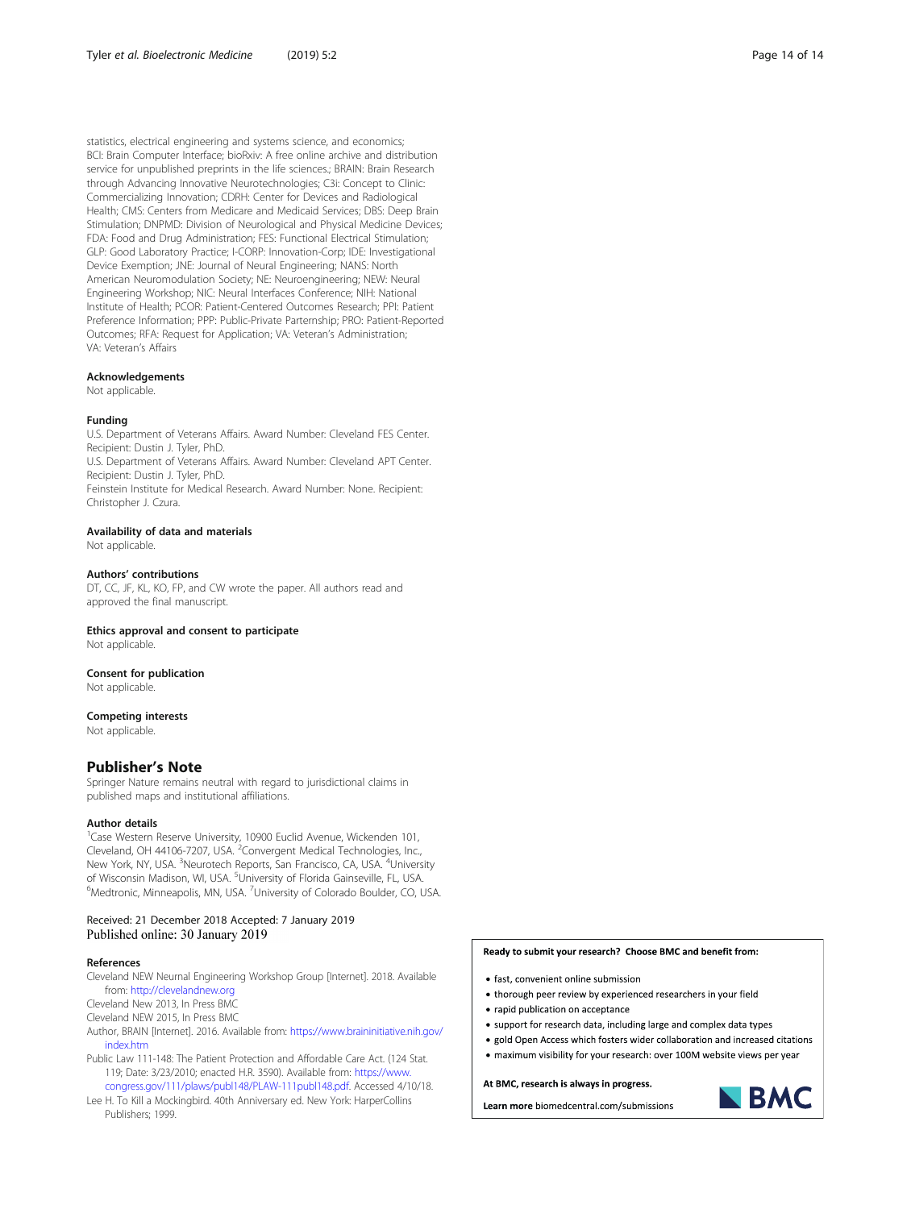statistics, electrical engineering and systems science, and economics; BCI: Brain Computer Interface; bioRxiv: A free online archive and distribution service for unpublished preprints in the life sciences.; BRAIN: Brain Research through Advancing Innovative Neurotechnologies; C3i: Concept to Clinic: Commercializing Innovation; CDRH: Center for Devices and Radiological Health; CMS: Centers from Medicare and Medicaid Services; DBS: Deep Brain Stimulation; DNPMD: Division of Neurological and Physical Medicine Devices; FDA: Food and Drug Administration; FES: Functional Electrical Stimulation; GLP: Good Laboratory Practice; I-CORP: Innovation-Corp; IDE: Investigational Device Exemption; JNE: Journal of Neural Engineering; NANS: North American Neuromodulation Society; NE: Neuroengineering; NEW: Neural Engineering Workshop; NIC: Neural Interfaces Conference; NIH: National Institute of Health; PCOR: Patient-Centered Outcomes Research; PPI: Patient Preference Information; PPP: Public-Private Parternship; PRO: Patient-Reported Outcomes; RFA: Request for Application; VA: Veteran's Administration; VA: Veteran's Affairs

### Acknowledgements
Not applicable.

### Funding
U.S. Department of Veterans Affairs. Award Number: Cleveland FES Center. Recipient: Dustin J. Tyler, PhD.
U.S. Department of Veterans Affairs. Award Number: Cleveland APT Center. Recipient: Dustin J. Tyler, PhD.
Feinstein Institute for Medical Research. Award Number: None. Recipient: Christopher J. Czura.

### Availability of data and materials
Not applicable.

### Authors' contributions
DT, CC, JF, KL, KO, FP, and CW wrote the paper. All authors read and approved the final manuscript.

### Ethics approval and consent to participate
Not applicable.

### Consent for publication
Not applicable.

### Competing interests
Not applicable.

## Publisher's Note
Springer Nature remains neutral with regard to jurisdictional claims in published maps and institutional affiliations.

### Author details
[1]Case Western Reserve University, 10900 Euclid Avenue, Wickenden 101, Cleveland, OH 44106-7207, USA. [2]Convergent Medical Technologies, Inc., New York, NY, USA. [3]Neurotech Reports, San Francisco, CA, USA. [4]University of Wisconsin Madison, WI, USA. [5]University of Florida Gainseville, FL, USA. [6]Medtronic, Minneapolis, MN, USA. [7]University of Colorado Boulder, CO, USA.

Received: 21 December 2018 Accepted: 7 January 2019
Published online: 30 January 2019

### References
- Cleveland NEW Neurnal Engineering Workshop Group [Internet]. 2018. Available from: http://clevelandnew.org
- Cleveland New 2013, In Press BMC
- Cleveland NEW 2015, In Press BMC
- Author, BRAIN [Internet]. 2016. Available from: https://www.braininitiative.nih.gov/index.htm
- Public Law 111-148: The Patient Protection and Affordable Care Act. (124 Stat. 119; Date: 3/23/2010; enacted H.R. 3590). Available from: https://www.congress.gov/111/plaws/publ148/PLAW-111publ148.pdf. Accessed 4/10/18.
- Lee H. To Kill a Mockingbird. 40th Anniversary ed. New York: HarperCollins Publishers; 1999.

**Ready to submit your research? Choose BMC and benefit from:**

- fast, convenient online submission
- thorough peer review by experienced researchers in your field
- rapid publication on acceptance
- support for research data, including large and complex data types
- gold Open Access which fosters wider collaboration and increased citations
- maximum visibility for your research: over 100M website views per year

**At BMC, research is always in progress.**

**Learn more** biomedcentral.com/submissions